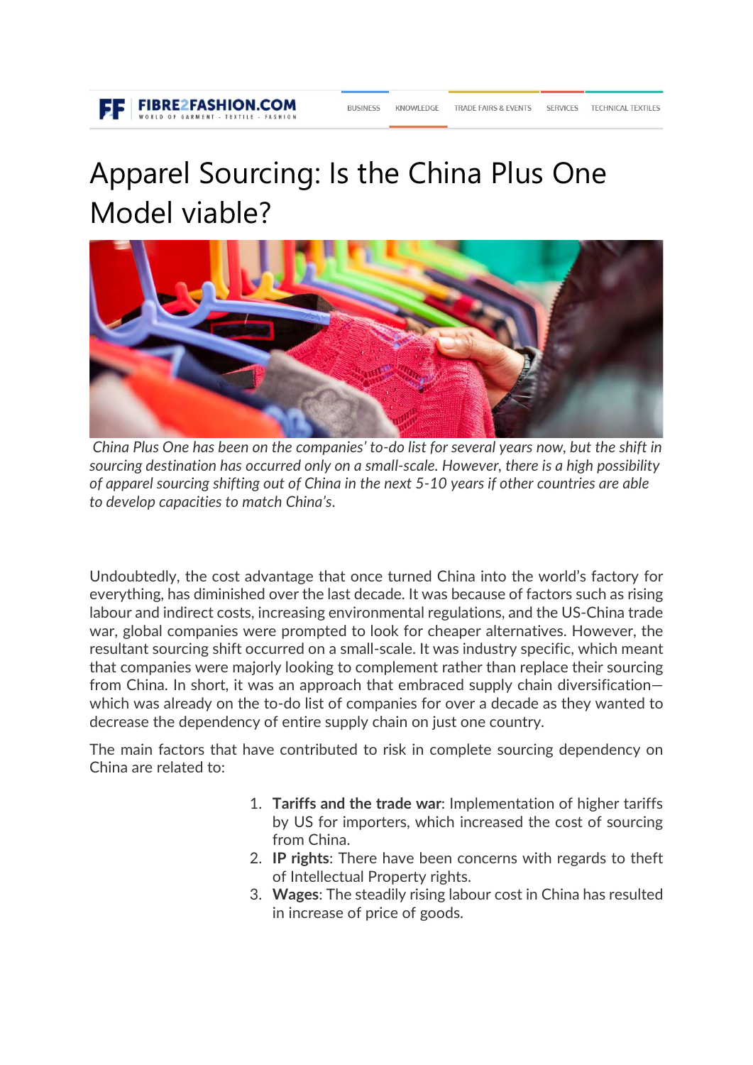# Apparel Sourcing: Is the China Plus One Model viable?

*China Plus One has been on the companies' to-do list for several years now, but the shift in sourcing destination has occurred only on a small-scale. However, there is a high possibility of apparel sourcing shifting out of China in the next 5-10 years if other countries are able to develop capacities to match China's.*

Undoubtedly, the cost advantage that once turned China into the world's factory for everything, has diminished over the last decade. It was because of factors such as rising labour and indirect costs, increasing environmental regulations, and the US-China trade war, global companies were prompted to look for cheaper alternatives. However, the resultant sourcing shift occurred on a small-scale. It was industry specific, which meant that companies were majorly looking to complement rather than replace their sourcing from China. In short, it was an approach that embraced supply chain diversification—which was already on the to-do list of companies for over a decade as they wanted to decrease the dependency of entire supply chain on just one country.

The main factors that have contributed to risk in complete sourcing dependency on China are related to:

1. **Tariffs and the trade war**: Implementation of higher tariffs by US for importers, which increased the cost of sourcing from China.
2. **IP rights**: There have been concerns with regards to theft of Intellectual Property rights.
3. **Wages**: The steadily rising labour cost in China has resulted in increase of price of goods.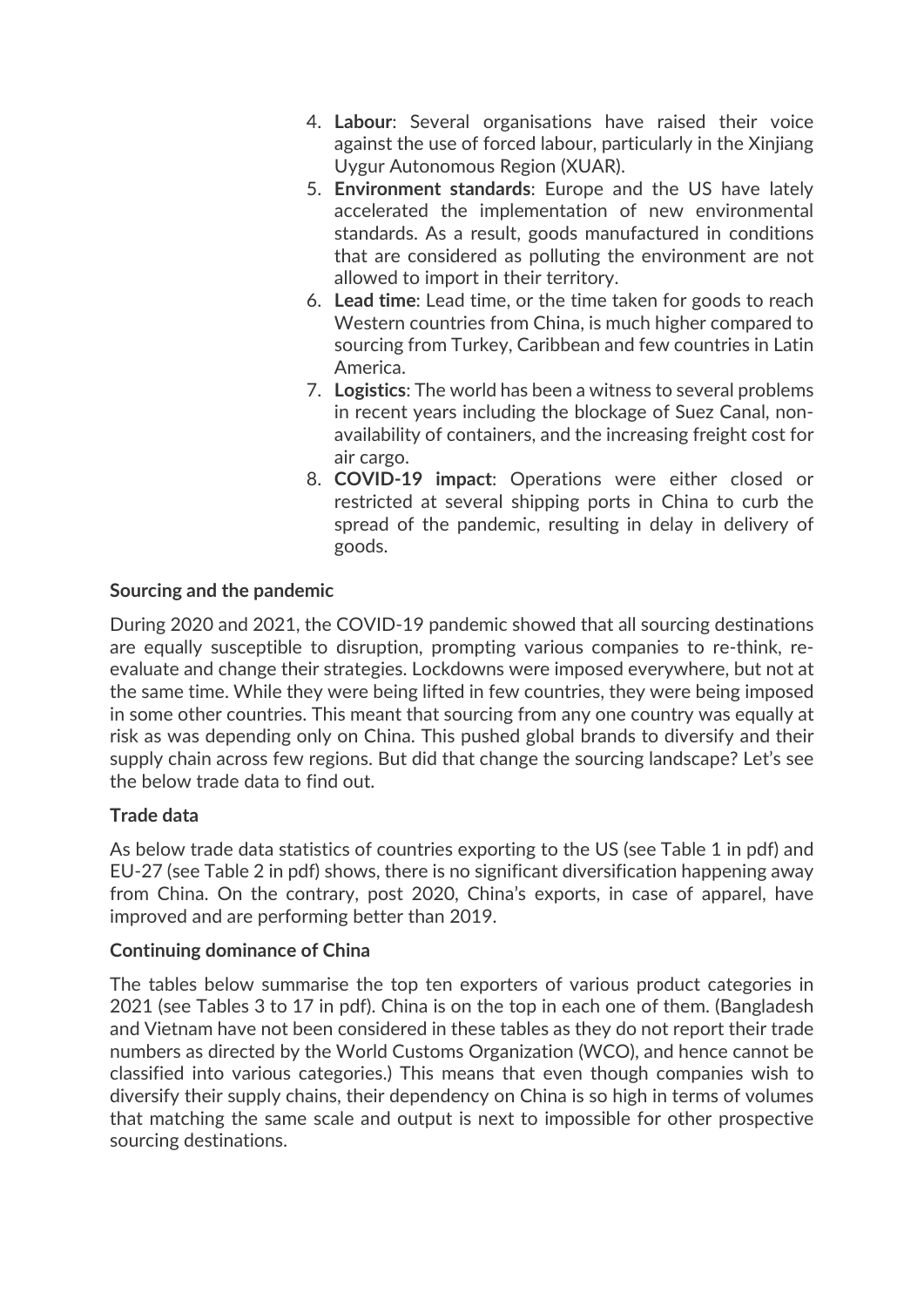4. **Labour**: Several organisations have raised their voice against the use of forced labour, particularly in the Xinjiang Uygur Autonomous Region (XUAR).
5. **Environment standards**: Europe and the US have lately accelerated the implementation of new environmental standards. As a result, goods manufactured in conditions that are considered as polluting the environment are not allowed to import in their territory.
6. **Lead time**: Lead time, or the time taken for goods to reach Western countries from China, is much higher compared to sourcing from Turkey, Caribbean and few countries in Latin America.
7. **Logistics**: The world has been a witness to several problems in recent years including the blockage of Suez Canal, non-availability of containers, and the increasing freight cost for air cargo.
8. **COVID-19 impact**: Operations were either closed or restricted at several shipping ports in China to curb the spread of the pandemic, resulting in delay in delivery of goods.

**Sourcing and the pandemic**

During 2020 and 2021, the COVID-19 pandemic showed that all sourcing destinations are equally susceptible to disruption, prompting various companies to re-think, re-evaluate and change their strategies. Lockdowns were imposed everywhere, but not at the same time. While they were being lifted in few countries, they were being imposed in some other countries. This meant that sourcing from any one country was equally at risk as was depending only on China. This pushed global brands to diversify and their supply chain across few regions. But did that change the sourcing landscape? Let's see the below trade data to find out.

**Trade data**

As below trade data statistics of countries exporting to the US (see Table 1 in pdf) and EU-27 (see Table 2 in pdf) shows, there is no significant diversification happening away from China. On the contrary, post 2020, China's exports, in case of apparel, have improved and are performing better than 2019.

**Continuing dominance of China**

The tables below summarise the top ten exporters of various product categories in 2021 (see Tables 3 to 17 in pdf). China is on the top in each one of them. (Bangladesh and Vietnam have not been considered in these tables as they do not report their trade numbers as directed by the World Customs Organization (WCO), and hence cannot be classified into various categories.) This means that even though companies wish to diversify their supply chains, their dependency on China is so high in terms of volumes that matching the same scale and output is next to impossible for other prospective sourcing destinations.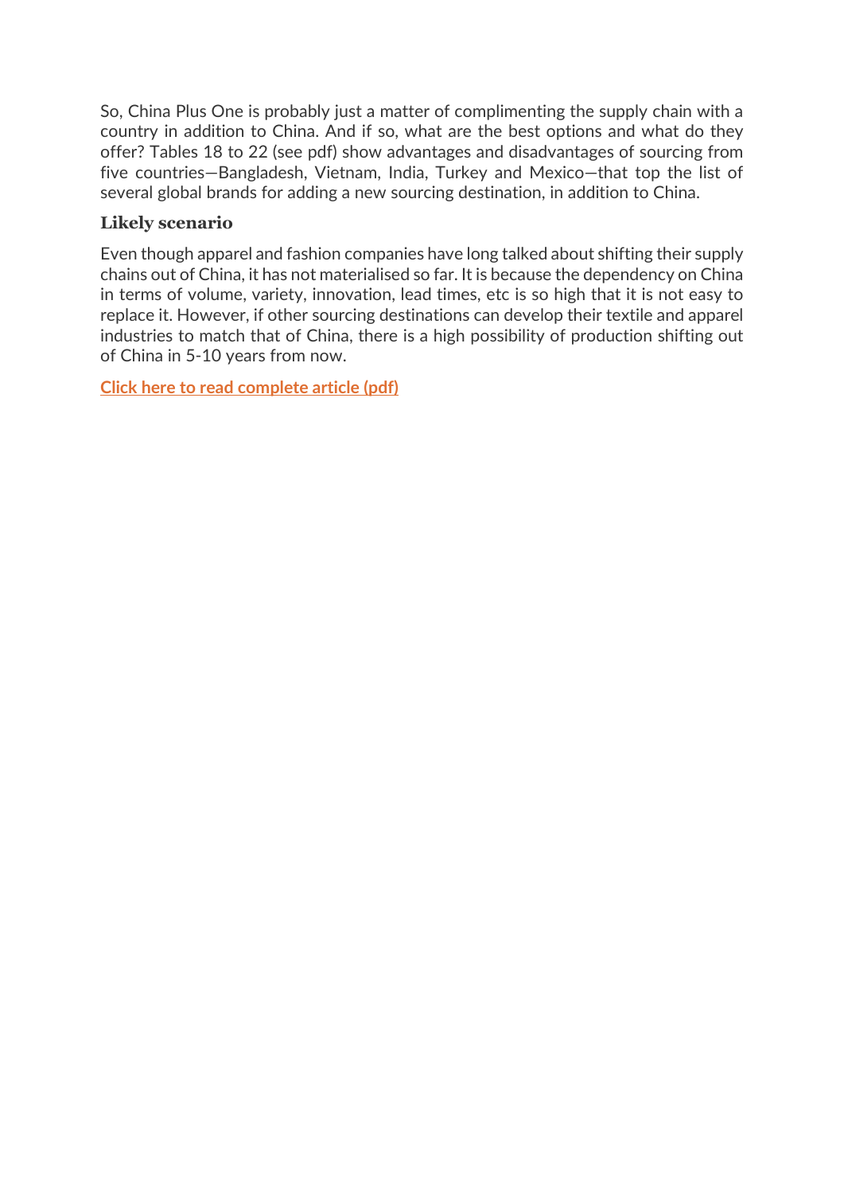So, China Plus One is probably just a matter of complimenting the supply chain with a country in addition to China. And if so, what are the best options and what do they offer? Tables 18 to 22 (see pdf) show advantages and disadvantages of sourcing from five countries—Bangladesh, Vietnam, India, Turkey and Mexico—that top the list of several global brands for adding a new sourcing destination, in addition to China.

### Likely scenario

Even though apparel and fashion companies have long talked about shifting their supply chains out of China, it has not materialised so far. It is because the dependency on China in terms of volume, variety, innovation, lead times, etc is so high that it is not easy to replace it. However, if other sourcing destinations can develop their textile and apparel industries to match that of China, there is a high possibility of production shifting out of China in 5-10 years from now.

**Click here to read complete article (pdf)**